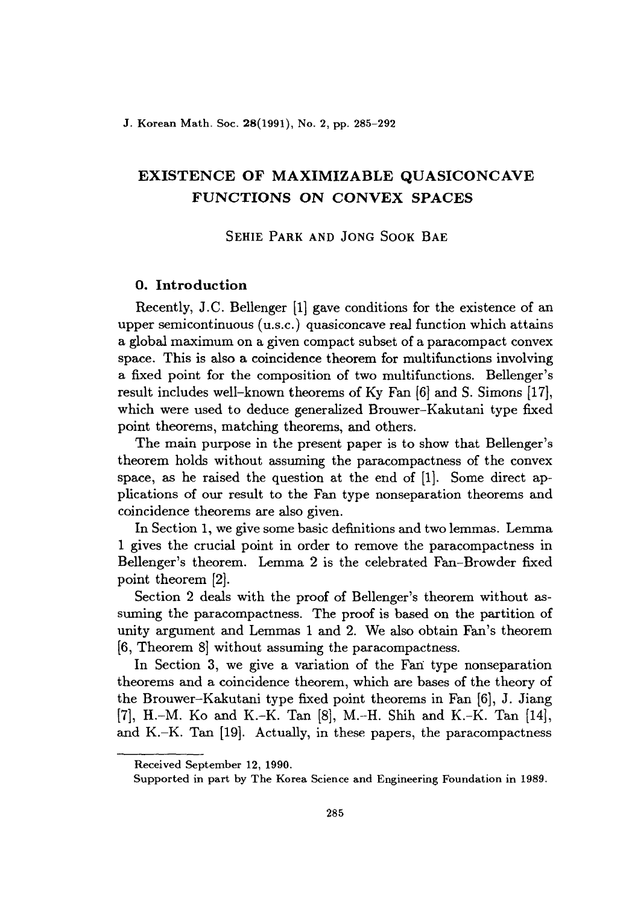# EXISTENCE OF MAXIMIZABLE QUASICONCAVE FUNCTIONS ON CONVEX SPACES

SEHIE PARK AND JONG SOOK BAE

## 0. Introduction

Recently, J.C. Bellenger [1] gave conditions for the existence of an upper semicontinuous (u.s.c.) quasiconcave real function which attains a global maximum on a given compact subset of a paracompact convex space. This is also a coincidence theorem for multifunctions involving a fixed point for the composition of two multifunctions. Bellenger's result includes well-known theorems of Ky Fan [6] and S. Simons [17], which were used to deduce generalized Brouwer-Kakutani type fixed point theorems, matching theorems, and others.

The main purpose in the present paper is to show that Bellenger's theorem holds without assuming the paracompactness of the convex space, as he raised the question at the end of [1]. Some direct applications of our result to the Fan type nonseparation theorems and coincidence theorems are also given.

In Section 1, we give some basic definitions and two lemmas. Lemma 1 gives the crucial point in order to remove the paracompactness in Bellenger's theorem. Lemma 2 is the celebrated Fan-Browder fixed point theorem [2].

Section 2 deals with the proof of Bellenger's theorem without assuming the paracompactness. The proof is based on the partition of unity argument and Lemmas 1 and 2. We also obtain Fan's theorem [6, Theorem 8] without assuming the paracompactness.

In Section 3, we give a variation of the Fan type nonseparation theorems and a coincidence theorem, which are bases of the theory of the Brouwer-Kakutani type fixed point theorems in Fan [6], J. Jiang [7], H.-M. Ko and K.-K. Tan [8], M.-H. Shih and K.-K. Tan [14], and K.-K. Tan [19]. Actually, in these papers, the paracompactness

---

Received September 12, 1990.

Supported in part by The Korea Science and Engineering Foundation in 1989.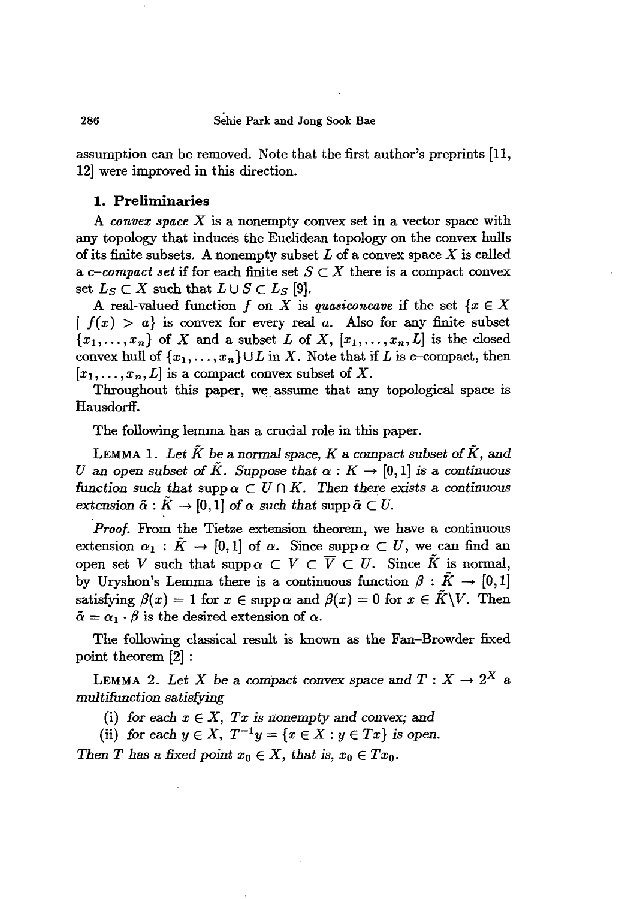assumption can be removed. Note that the first author's preprints [11, 12] were improved in this direction.

## 1. Preliminaries

A *convex space* $X$ is a nonempty convex set in a vector space with any topology that induces the Euclidean topology on the convex hulls of its finite subsets. A nonempty subset $L$ of a convex space $X$ is called a *c-compact set* if for each finite set $S \subset X$ there is a compact convex set $L_S \subset X$ such that $L \cup S \subset L_S$ [9].

A real-valued function $f$ on $X$ is *quasiconcave* if the set $\{x \in X \mid f(x) > a\}$ is convex for every real $a$. Also for any finite subset $\{x_1, \ldots, x_n\}$ of $X$ and a subset $L$ of $X$, $[x_1, \ldots, x_n, L]$ is the closed convex hull of $\{x_1, \ldots, x_n\} \cup L$ in $X$. Note that if $L$ is $c$-compact, then $[x_1, \ldots, x_n, L]$ is a compact convex subset of $X$.

Throughout this paper, we assume that any topological space is Hausdorff.

The following lemma has a crucial role in this paper.

LEMMA 1. *Let $\tilde{K}$ be a normal space, $K$ a compact subset of $\tilde{K}$, and $U$ an open subset of $\tilde{K}$. Suppose that $\alpha : K \to [0,1]$ is a continuous function such that $\operatorname{supp} \alpha \subset U \cap K$. Then there exists a continuous extension $\tilde{\alpha} : \tilde{K} \to [0,1]$ of $\alpha$ such that $\operatorname{supp} \tilde{\alpha} \subset U$.*

*Proof.* From the Tietze extension theorem, we have a continuous extension $\alpha_1 : \tilde{K} \to [0,1]$ of $\alpha$. Since $\operatorname{supp} \alpha \subset U$, we can find an open set $V$ such that $\operatorname{supp} \alpha \subset V \subset \overline{V} \subset U$. Since $\tilde{K}$ is normal, by Uryshon's Lemma there is a continuous function $\beta : \tilde{K} \to [0,1]$ satisfying $\beta(x) = 1$ for $x \in \operatorname{supp} \alpha$ and $\beta(x) = 0$ for $x \in \tilde{K} \backslash V$. Then $\tilde{\alpha} = \alpha_1 \cdot \beta$ is the desired extension of $\alpha$.

The following classical result is known as the Fan–Browder fixed point theorem [2] :

LEMMA 2. *Let $X$ be a compact convex space and $T : X \to 2^X$ a multifunction satisfying*

(i) *for each $x \in X$, $Tx$ is nonempty and convex; and*

(ii) *for each $y \in X$, $T^{-1}y = \{x \in X : y \in Tx\}$ is open.*

*Then $T$ has a fixed point $x_0 \in X$, that is, $x_0 \in Tx_0$.*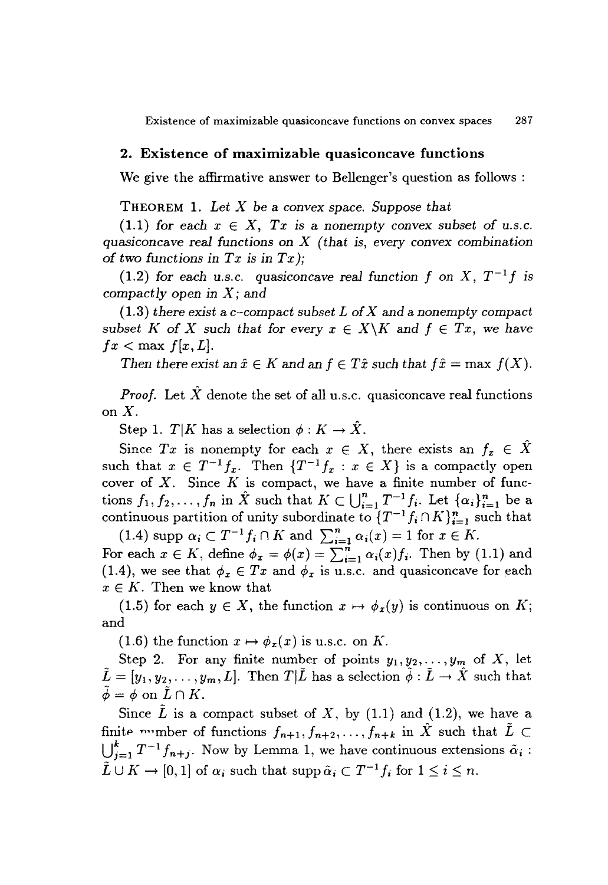## 2. Existence of maximizable quasiconcave functions

We give the affirmative answer to Bellenger's question as follows :

THEOREM 1. *Let $X$ be a convex space. Suppose that*

(1.1) *for each $x \in X$, $Tx$ is a nonempty convex subset of u.s.c. quasiconcave real functions on $X$ (that is, every convex combination of two functions in $Tx$ is in $Tx$);*

(1.2) *for each u.s.c. quasiconcave real function $f$ on $X$, $T^{-1}f$ is compactly open in $X$; and*

(1.3) *there exist a c-compact subset $L$ of $X$ and a nonempty compact subset $K$ of $X$ such that for every $x \in X \backslash K$ and $f \in Tx$, we have $fx < \max f[x, L]$.*

*Then there exist an $\hat{x} \in K$ and an $f \in T\hat{x}$ such that $f\hat{x} = \max f(X)$.*

*Proof.* Let $\hat{X}$ denote the set of all u.s.c. quasiconcave real functions on $X$.

Step 1. $T|K$ has a selection $\phi : K \to \hat{X}$.

Since $Tx$ is nonempty for each $x \in X$, there exists an $f_x \in \hat{X}$ such that $x \in T^{-1}f_x$. Then $\{T^{-1}f_x : x \in X\}$ is a compactly open cover of $X$. Since $K$ is compact, we have a finite number of functions $f_1, f_2, \ldots, f_n$ in $\hat{X}$ such that $K \subset \bigcup_{i=1}^{n} T^{-1}f_i$. Let $\{\alpha_i\}_{i=1}^{n}$ be a continuous partition of unity subordinate to $\{T^{-1}f_i \cap K\}_{i=1}^{n}$ such that

(1.4) $\operatorname{supp} \alpha_i \subset T^{-1}f_i \cap K$ and $\sum_{i=1}^{n} \alpha_i(x) = 1$ for $x \in K$.

For each $x \in K$, define $\phi_x = \phi(x) = \sum_{i=1}^{n} \alpha_i(x) f_i$. Then by (1.1) and (1.4), we see that $\phi_x \in Tx$ and $\phi_x$ is u.s.c. and quasiconcave for each $x \in K$. Then we know that

(1.5) for each $y \in X$, the function $x \mapsto \phi_x(y)$ is continuous on $K$; and

(1.6) the function $x \mapsto \phi_x(x)$ is u.s.c. on $K$.

Step 2. For any finite number of points $y_1, y_2, \ldots, y_m$ of $X$, let $\tilde{L} = [y_1, y_2, \ldots, y_m, L]$. Then $T|\tilde{L}$ has a selection $\tilde{\phi} : \tilde{L} \to \hat{X}$ such that $\tilde{\phi} = \phi$ on $\tilde{L} \cap K$.

Since $\tilde{L}$ is a compact subset of $X$, by (1.1) and (1.2), we have a finite number of functions $f_{n+1}, f_{n+2}, \ldots, f_{n+k}$ in $\hat{X}$ such that $\tilde{L} \subset \bigcup_{j=1}^{k} T^{-1}f_{n+j}$. Now by Lemma 1, we have continuous extensions $\tilde{\alpha}_i : \tilde{L} \cup K \to [0, 1]$ of $\alpha_i$ such that $\operatorname{supp} \tilde{\alpha}_i \subset T^{-1}f_i$ for $1 \leq i \leq n$.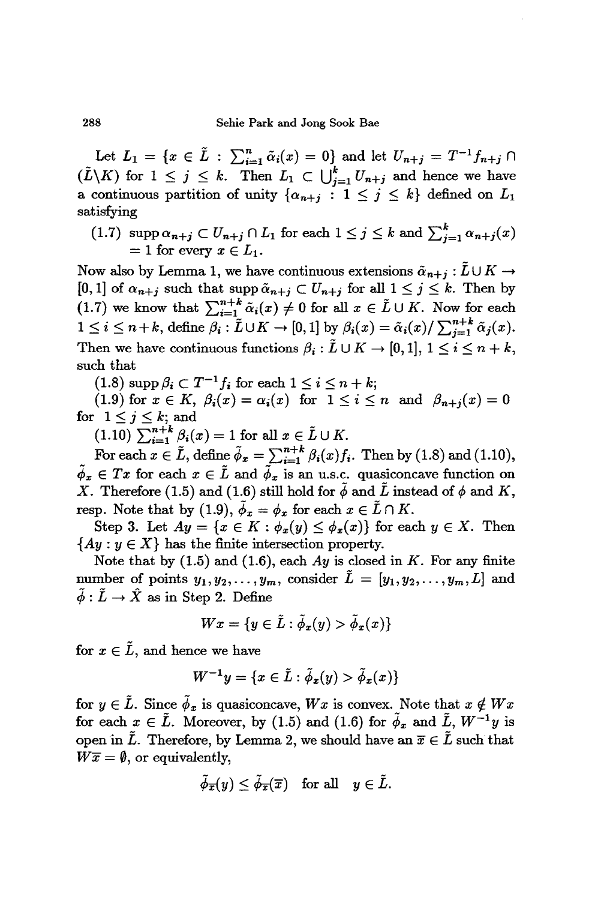Let $L_1 = \{x \in \tilde{L} : \sum_{i=1}^{n} \tilde{\alpha}_i(x) = 0\}$ and let $U_{n+j} = T^{-1}f_{n+j} \cap (\tilde{L}\backslash K)$ for $1 \leq j \leq k$. Then $L_1 \subset \bigcup_{j=1}^{k} U_{n+j}$ and hence we have a continuous partition of unity $\{\alpha_{n+j} : 1 \leq j \leq k\}$ defined on $L_1$ satisfying

(1.7) $\operatorname{supp} \alpha_{n+j} \subset U_{n+j} \cap L_1$ for each $1 \leq j \leq k$ and $\sum_{j=1}^{k} \alpha_{n+j}(x) = 1$ for every $x \in L_1$.

Now also by Lemma 1, we have continuous extensions $\tilde{\alpha}_{n+j} : \tilde{L} \cup K \to [0,1]$ of $\alpha_{n+j}$ such that $\operatorname{supp} \tilde{\alpha}_{n+j} \subset U_{n+j}$ for all $1 \leq j \leq k$. Then by (1.7) we know that $\sum_{i=1}^{n+k} \tilde{\alpha}_i(x) \neq 0$ for all $x \in \tilde{L} \cup K$. Now for each $1 \leq i \leq n+k$, define $\beta_i : \tilde{L} \cup K \to [0,1]$ by $\beta_i(x) = \tilde{\alpha}_i(x) / \sum_{j=1}^{n+k} \tilde{\alpha}_j(x)$. Then we have continuous functions $\beta_i : \tilde{L} \cup K \to [0,1]$, $1 \leq i \leq n+k$, such that

(1.8) $\operatorname{supp} \beta_i \subset T^{-1} f_i$ for each $1 \leq i \leq n+k$;

(1.9) for $x \in K$, $\beta_i(x) = \alpha_i(x)$ for $1 \leq i \leq n$ and $\beta_{n+j}(x) = 0$ for $1 \leq j \leq k$; and

(1.10) $\sum_{i=1}^{n+k} \beta_i(x) = 1$ for all $x \in \tilde{L} \cup K$.

For each $x \in \tilde{L}$, define $\tilde{\phi}_x = \sum_{i=1}^{n+k} \beta_i(x) f_i$. Then by (1.8) and (1.10), $\tilde{\phi}_x \in Tx$ for each $x \in \tilde{L}$ and $\tilde{\phi}_x$ is an u.s.c. quasiconcave function on $X$. Therefore (1.5) and (1.6) still hold for $\tilde{\phi}$ and $\tilde{L}$ instead of $\phi$ and $K$, resp. Note that by (1.9), $\tilde{\phi}_x = \phi_x$ for each $x \in \tilde{L} \cap K$.

Step 3. Let $Ay = \{x \in K : \phi_x(y) \leq \phi_x(x)\}$ for each $y \in X$. Then $\{Ay : y \in X\}$ has the finite intersection property.

Note that by (1.5) and (1.6), each $Ay$ is closed in $K$. For any finite number of points $y_1, y_2, \ldots, y_m$, consider $\tilde{L} = [y_1, y_2, \ldots, y_m, L]$ and $\tilde{\phi} : \tilde{L} \to \hat{X}$ as in Step 2. Define

$$Wx = \{y \in \tilde{L} : \tilde{\phi}_x(y) > \tilde{\phi}_x(x)\}$$

for $x \in \tilde{L}$, and hence we have

$$W^{-1}y = \{x \in \tilde{L} : \tilde{\phi}_x(y) > \tilde{\phi}_x(x)\}$$

for $y \in \tilde{L}$. Since $\tilde{\phi}_x$ is quasiconcave, $Wx$ is convex. Note that $x \notin Wx$ for each $x \in \tilde{L}$. Moreover, by (1.5) and (1.6) for $\tilde{\phi}_x$ and $\tilde{L}$, $W^{-1}y$ is open in $\tilde{L}$. Therefore, by Lemma 2, we should have an $\overline{x} \in \tilde{L}$ such that $W\overline{x} = \emptyset$, or equivalently,

$$\tilde{\phi}_{\overline{x}}(y) \leq \tilde{\phi}_{\overline{x}}(\overline{x}) \quad \text{for all} \quad y \in \tilde{L}.$$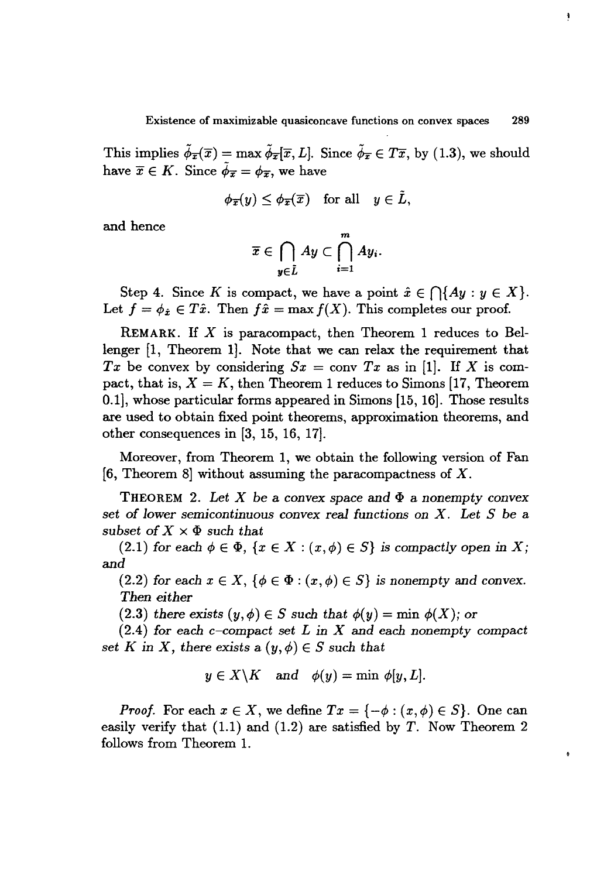This implies $\tilde{\phi}_{\overline{x}}(\overline{x}) = \max \tilde{\phi}_{\overline{x}}[\overline{x}, L]$. Since $\tilde{\phi}_{\overline{x}} \in T\overline{x}$, by (1.3), we should have $\overline{x} \in K$. Since $\tilde{\phi}_{\overline{x}} = \phi_{\overline{x}}$, we have

$$\phi_{\overline{x}}(y) \leq \phi_{\overline{x}}(\overline{x}) \quad \text{for all} \quad y \in \tilde{L},$$

and hence

$$\overline{x} \in \bigcap_{y \in \tilde{L}} Ay \subset \bigcap_{i=1}^{m} Ay_i.$$

Step 4. Since $K$ is compact, we have a point $\hat{x} \in \bigcap\{Ay : y \in X\}$. Let $f = \phi_{\hat{x}} \in T\hat{x}$. Then $f\hat{x} = \max f(X)$. This completes our proof.

REMARK. If $X$ is paracompact, then Theorem 1 reduces to Bellenger [1, Theorem 1]. Note that we can relax the requirement that $Tx$ be convex by considering $Sx = \operatorname{conv} Tx$ as in [1]. If $X$ is compact, that is, $X = K$, then Theorem 1 reduces to Simons [17, Theorem 0.1], whose particular forms appeared in Simons [15, 16]. Those results are used to obtain fixed point theorems, approximation theorems, and other consequences in [3, 15, 16, 17].

Moreover, from Theorem 1, we obtain the following version of Fan [6, Theorem 8] without assuming the paracompactness of $X$.

THEOREM 2. *Let $X$ be a convex space and $\Phi$ a nonempty convex set of lower semicontinuous convex real functions on $X$. Let $S$ be a subset of $X \times \Phi$ such that*

*(2.1) for each $\phi \in \Phi$, $\{x \in X : (x, \phi) \in S\}$ is compactly open in $X$; and*

*(2.2) for each $x \in X$, $\{\phi \in \Phi : (x, \phi) \in S\}$ is nonempty and convex.*

*Then either*

*(2.3) there exists $(y, \phi) \in S$ such that $\phi(y) = \min \phi(X)$; or*

*(2.4) for each c–compact set $L$ in $X$ and each nonempty compact set $K$ in $X$, there exists a $(y, \phi) \in S$ such that*

$$y \in X \backslash K \quad \text{and} \quad \phi(y) = \min \phi[y, L].$$

*Proof.* For each $x \in X$, we define $Tx = \{-\phi : (x, \phi) \in S\}$. One can easily verify that (1.1) and (1.2) are satisfied by $T$. Now Theorem 2 follows from Theorem 1.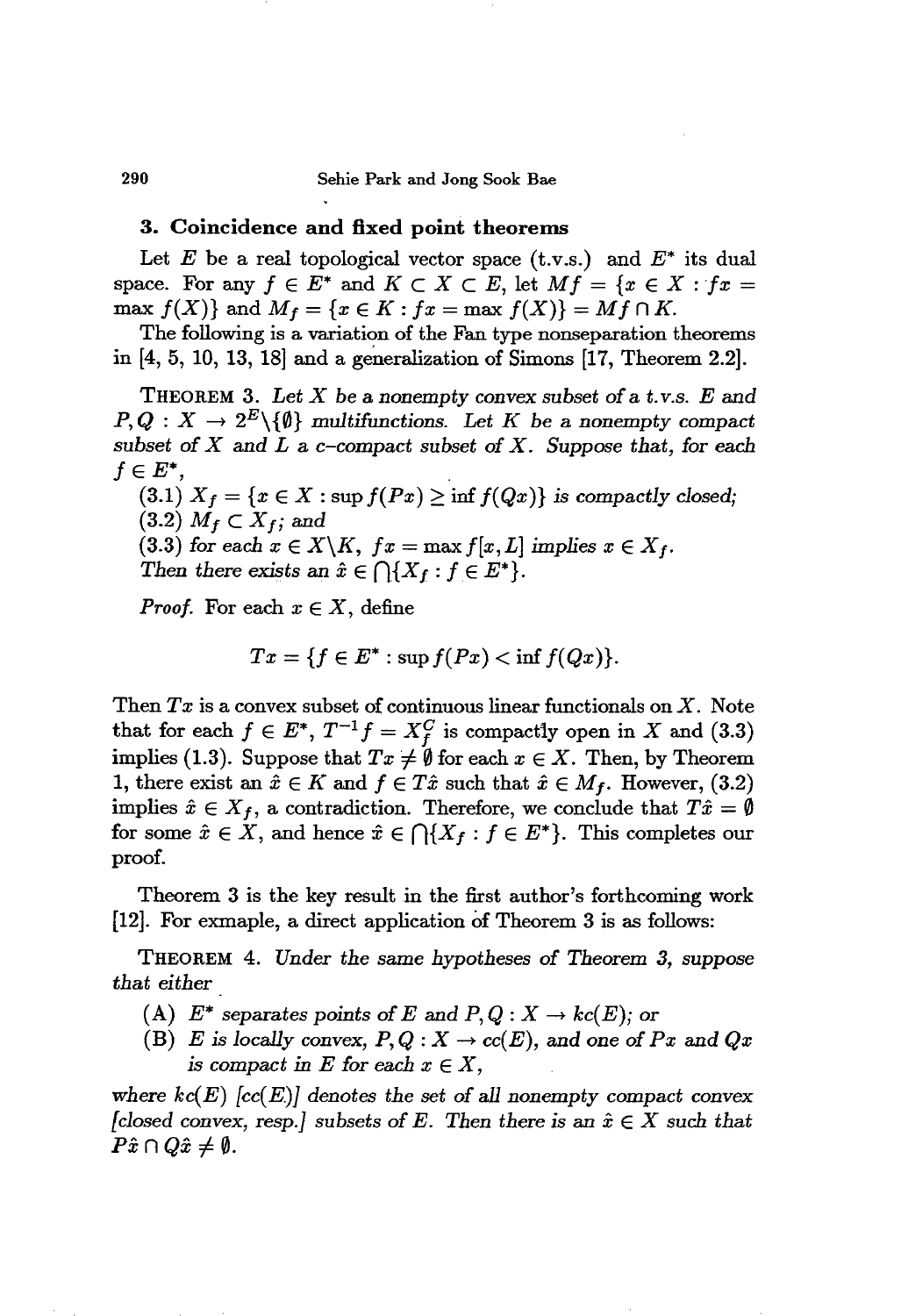## 3. Coincidence and fixed point theorems

Let $E$ be a real topological vector space (t.v.s.) and $E^*$ its dual space. For any $f \in E^*$ and $K \subset X \subset E$, let $Mf = \{x \in X : fx = \max f(X)\}$ and $M_f = \{x \in K : fx = \max f(X)\} = Mf \cap K$.

The following is a variation of the Fan type nonseparation theorems in [4, 5, 10, 13, 18] and a generalization of Simons [17, Theorem 2.2].

**THEOREM 3.** *Let $X$ be a nonempty convex subset of a t.v.s. $E$ and $P, Q : X \to 2^E \backslash \{\emptyset\}$ multifunctions. Let $K$ be a nonempty compact subset of $X$ and $L$ a c-compact subset of $X$. Suppose that, for each $f \in E^*$,*

*(3.1) $X_f = \{x \in X : \sup f(Px) \geq \inf f(Qx)\}$ is compactly closed;*
*(3.2) $M_f \subset X_f$; and*
*(3.3) for each $x \in X \backslash K$, $fx = \max f[x, L]$ implies $x \in X_f$.*
*Then there exists an $\hat{x} \in \bigcap\{X_f : f \in E^*\}$.*

*Proof.* For each $x \in X$, define

$$Tx = \{f \in E^* : \sup f(Px) < \inf f(Qx)\}.$$

Then $Tx$ is a convex subset of continuous linear functionals on $X$. Note that for each $f \in E^*$, $T^{-1}f = X_f^C$ is compactly open in $X$ and (3.3) implies (1.3). Suppose that $Tx \neq \emptyset$ for each $x \in X$. Then, by Theorem 1, there exist an $\hat{x} \in K$ and $f \in T\hat{x}$ such that $\hat{x} \in M_f$. However, (3.2) implies $\hat{x} \in X_f$, a contradiction. Therefore, we conclude that $T\hat{x} = \emptyset$ for some $\hat{x} \in X$, and hence $\hat{x} \in \bigcap\{X_f : f \in E^*\}$. This completes our proof.

Theorem 3 is the key result in the first author's forthcoming work [12]. For exmaple, a direct application of Theorem 3 is as follows:

**THEOREM 4.** *Under the same hypotheses of Theorem 3, suppose that either*

*(A) $E^*$ separates points of $E$ and $P, Q : X \to kc(E)$; or*
*(B) $E$ is locally convex, $P, Q : X \to cc(E)$, and one of $Px$ and $Qx$ is compact in $E$ for each $x \in X$,*

*where $kc(E)$ [$cc(E)$] denotes the set of all nonempty compact convex [closed convex, resp.] subsets of $E$. Then there is an $\hat{x} \in X$ such that $P\hat{x} \cap Q\hat{x} \neq \emptyset$.*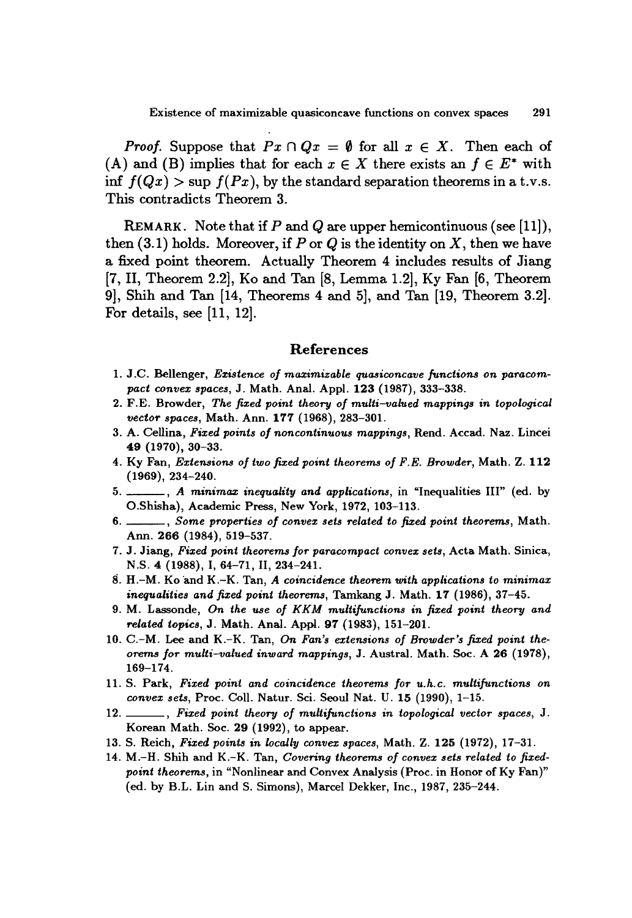*Proof.* Suppose that $Px \cap Qx = \emptyset$ for all $x \in X$. Then each of (A) and (B) implies that for each $x \in X$ there exists an $f \in E^*$ with $\inf f(Qx) > \sup f(Px)$, by the standard separation theorems in a t.v.s. This contradicts Theorem 3.

REMARK. Note that if $P$ and $Q$ are upper hemicontinuous (see [11]), then (3.1) holds. Moreover, if $P$ or $Q$ is the identity on $X$, then we have a fixed point theorem. Actually Theorem 4 includes results of Jiang [7, II, Theorem 2.2], Ko and Tan [8, Lemma 1.2], Ky Fan [6, Theorem 9], Shih and Tan [14, Theorems 4 and 5], and Tan [19, Theorem 3.2]. For details, see [11, 12].

## References

1. J.C. Bellenger, *Existence of maximizable quasiconcave functions on paracompact convex spaces*, J. Math. Anal. Appl. **123** (1987), 333–338.
2. F.E. Browder, *The fixed point theory of multi-valued mappings in topological vector spaces*, Math. Ann. **177** (1968), 283–301.
3. A. Cellina, *Fixed points of noncontinuous mappings*, Rend. Accad. Naz. Lincei **49** (1970), 30–33.
4. Ky Fan, *Extensions of two fixed point theorems of F.E. Browder*, Math. Z. **112** (1969), 234–240.
5. ———, *A minimax inequality and applications*, in "Inequalities III" (ed. by O.Shisha), Academic Press, New York, 1972, 103–113.
6. ———, *Some properties of convex sets related to fixed point theorems*, Math. Ann. **266** (1984), 519–537.
7. J. Jiang, *Fixed point theorems for paracompact convex sets*, Acta Math. Sinica, N.S. **4** (1988), I, 64–71, II, 234–241.
8. H.-M. Ko and K.-K. Tan, *A coincidence theorem with applications to minimax inequalities and fixed point theorems*, Tamkang J. Math. **17** (1986), 37–45.
9. M. Lassonde, *On the use of KKM multifunctions in fixed point theory and related topics*, J. Math. Anal. Appl. **97** (1983), 151–201.
10. C.-M. Lee and K.-K. Tan, *On Fan's extensions of Browder's fixed point theorems for multi-valued inward mappings*, J. Austral. Math. Soc. A **26** (1978), 169–174.
11. S. Park, *Fixed point and coincidence theorems for u.h.c. multifunctions on convex sets*, Proc. Coll. Natur. Sci. Seoul Nat. U. **15** (1990), 1–15.
12. ———, *Fixed point theory of multifunctions in topological vector spaces*, J. Korean Math. Soc. **29** (1992), to appear.
13. S. Reich, *Fixed points in locally convex spaces*, Math. Z. **125** (1972), 17–31.
14. M.-H. Shih and K.-K. Tan, *Covering theorems of convex sets related to fixed-point theorems*, in "Nonlinear and Convex Analysis (Proc. in Honor of Ky Fan)" (ed. by B.L. Lin and S. Simons), Marcel Dekker, Inc., 1987, 235–244.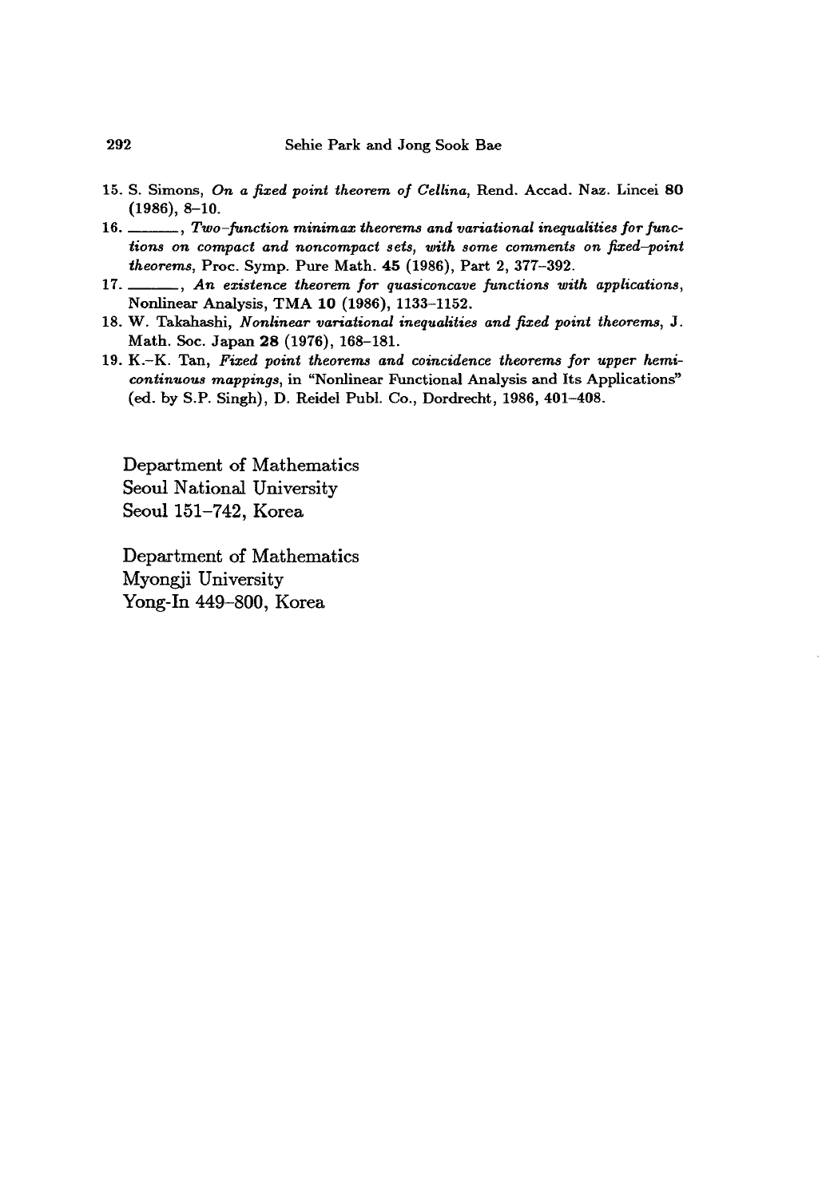15. S. Simons, *On a fixed point theorem of Cellina*, Rend. Accad. Naz. Lincei **80** (1986), 8–10.
16. ———, *Two-function minimax theorems and variational inequalities for functions on compact and noncompact sets, with some comments on fixed-point theorems*, Proc. Symp. Pure Math. **45** (1986), Part 2, 377–392.
17. ———, *An existence theorem for quasiconcave functions with applications*, Nonlinear Analysis, TMA **10** (1986), 1133–1152.
18. W. Takahashi, *Nonlinear variational inequalities and fixed point theorems*, J. Math. Soc. Japan **28** (1976), 168–181.
19. K.-K. Tan, *Fixed point theorems and coincidence theorems for upper hemicontinuous mappings*, in "Nonlinear Functional Analysis and Its Applications" (ed. by S.P. Singh), D. Reidel Publ. Co., Dordrecht, 1986, 401–408.

Department of Mathematics
Seoul National University
Seoul 151–742, Korea

Department of Mathematics
Myongji University
Yong-In 449–800, Korea